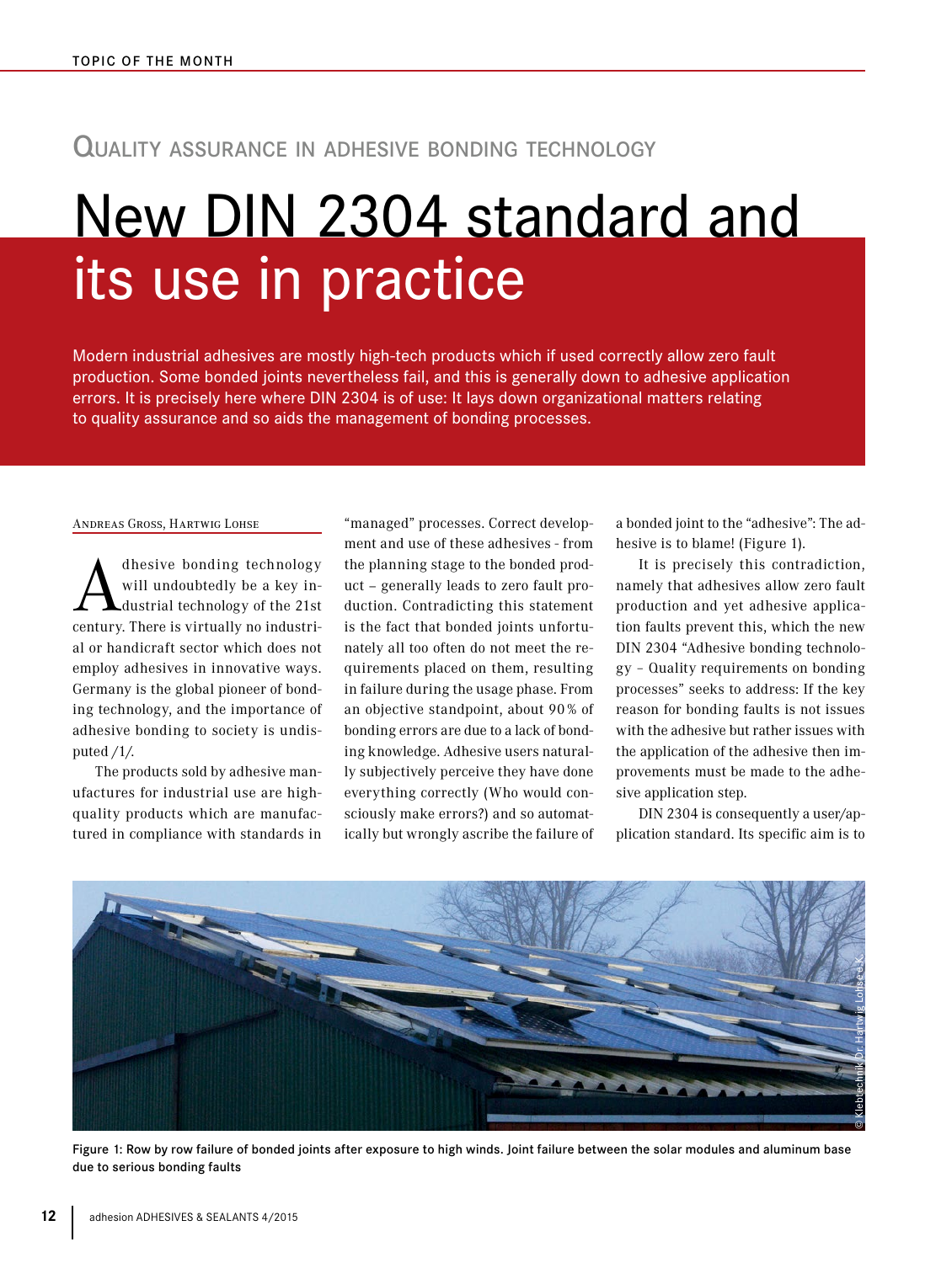## Quality assurance in adhesive bonding technology

# New DIN 2304 standard and its use in practice

**Modern industrial adhesives are mostly high-tech products which if used correctly allow zero fault production. Some bonded joints nevertheless fail, and this is generally down to adhesive application errors. It is precisely here where DIN 2304 is of use: It lays down organizational matters relating to quality assurance and so aids the management of bonding processes.**

Andreas Gross, Hartwig Lohse

Adhesive bonding technology will undoubtedly be a key industrial technology of the 21st century. There is virtually no industrial or handicraft sector which does not employ adhesives in innovative ways. Germany is the global pioneer of bonding technology, and the importance of adhesive bonding to society is undisputed /1/.

The products sold by adhesive manufactures for industrial use are high-quality products which are manufactured in compliance with standards in "managed" processes. Correct development and use of these adhesives - from the planning stage to the bonded product – generally leads to zero fault production. Contradicting this statement is the fact that bonded joints unfortunately all too often do not meet the requirements placed on them, resulting in failure during the usage phase. From an objective standpoint, about 90 % of bonding errors are due to a lack of bonding knowledge. Adhesive users naturally subjectively perceive they have done everything correctly (Who would consciously make errors?) and so automatically but wrongly ascribe the failure of a bonded joint to the "adhesive": The adhesive is to blame! (Figure 1).

It is precisely this contradiction, namely that adhesives allow zero fault production and yet adhesive application faults prevent this, which the new DIN 2304 "Adhesive bonding technology – Quality requirements on bonding processes" seeks to address: If the key reason for bonding faults is not issues with the adhesive but rather issues with the application of the adhesive then improvements must be made to the adhesive application step.

DIN 2304 is consequently a user/application standard. Its specific aim is to

Figure 1: Row by row failure of bonded joints after exposure to high winds. Joint failure between the solar modules and aluminum base due to serious bonding faults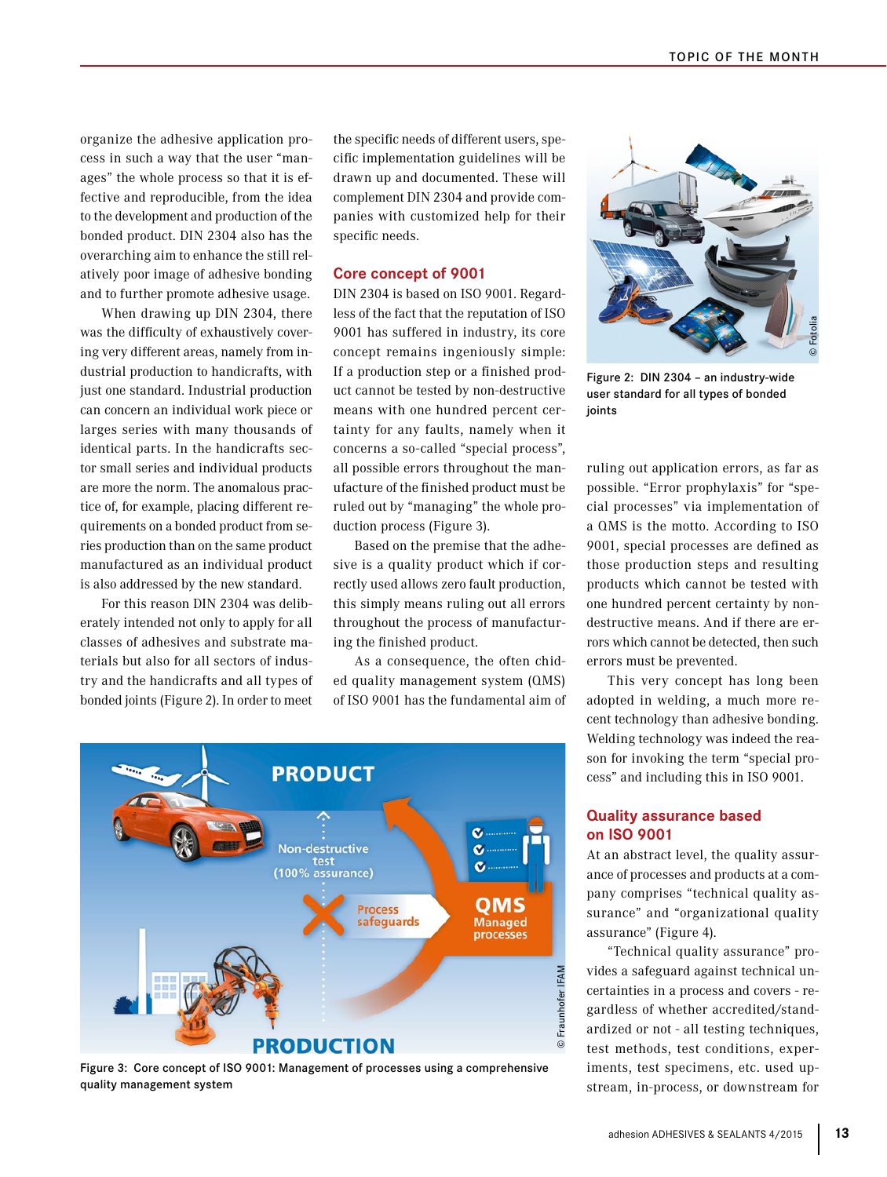organize the adhesive application process in such a way that the user "manages" the whole process so that it is effective and reproducible, from the idea to the development and production of the bonded product. DIN 2304 also has the overarching aim to enhance the still relatively poor image of adhesive bonding and to further promote adhesive usage.

When drawing up DIN 2304, there was the difficulty of exhaustively covering very different areas, namely from industrial production to handicrafts, with just one standard. Industrial production can concern an individual work piece or larges series with many thousands of identical parts. In the handicrafts sector small series and individual products are more the norm. The anomalous practice of, for example, placing different requirements on a bonded product from series production than on the same product manufactured as an individual product is also addressed by the new standard.

For this reason DIN 2304 was deliberately intended not only to apply for all classes of adhesives and substrate materials but also for all sectors of industry and the handicrafts and all types of bonded joints (Figure 2). In order to meet the specific needs of different users, specific implementation guidelines will be drawn up and documented. These will complement DIN 2304 and provide companies with customized help for their specific needs.

## Core concept of 9001

DIN 2304 is based on ISO 9001. Regardless of the fact that the reputation of ISO 9001 has suffered in industry, its core concept remains ingeniously simple: If a production step or a finished product cannot be tested by non-destructive means with one hundred percent certainty for any faults, namely when it concerns a so-called "special process", all possible errors throughout the manufacture of the finished product must be ruled out by "managing" the whole production process (Figure 3).

Based on the premise that the adhesive is a quality product which if correctly used allows zero fault production, this simply means ruling out all errors throughout the process of manufacturing the finished product.

As a consequence, the often chided quality management system (QMS) of ISO 9001 has the fundamental aim of ruling out application errors, as far as possible. "Error prophylaxis" for "special processes" via implementation of a QMS is the motto. According to ISO 9001, special processes are defined as those production steps and resulting products which cannot be tested with one hundred percent certainty by non-destructive means. And if there are errors which cannot be detected, then such errors must be prevented.

This very concept has long been adopted in welding, a much more recent technology than adhesive bonding. Welding technology was indeed the reason for invoking the term "special process" and including this in ISO 9001.

Figure 2: DIN 2304 – an industry-wide user standard for all types of bonded joints

Figure 3: Core concept of ISO 9001: Management of processes using a comprehensive quality management system

## Quality assurance based on ISO 9001

At an abstract level, the quality assurance of processes and products at a company comprises "technical quality assurance" and "organizational quality assurance" (Figure 4).

"Technical quality assurance" provides a safeguard against technical uncertainties in a process and covers - regardless of whether accredited/standardized or not - all testing techniques, test methods, test conditions, experiments, test specimens, etc. used upstream, in-process, or downstream for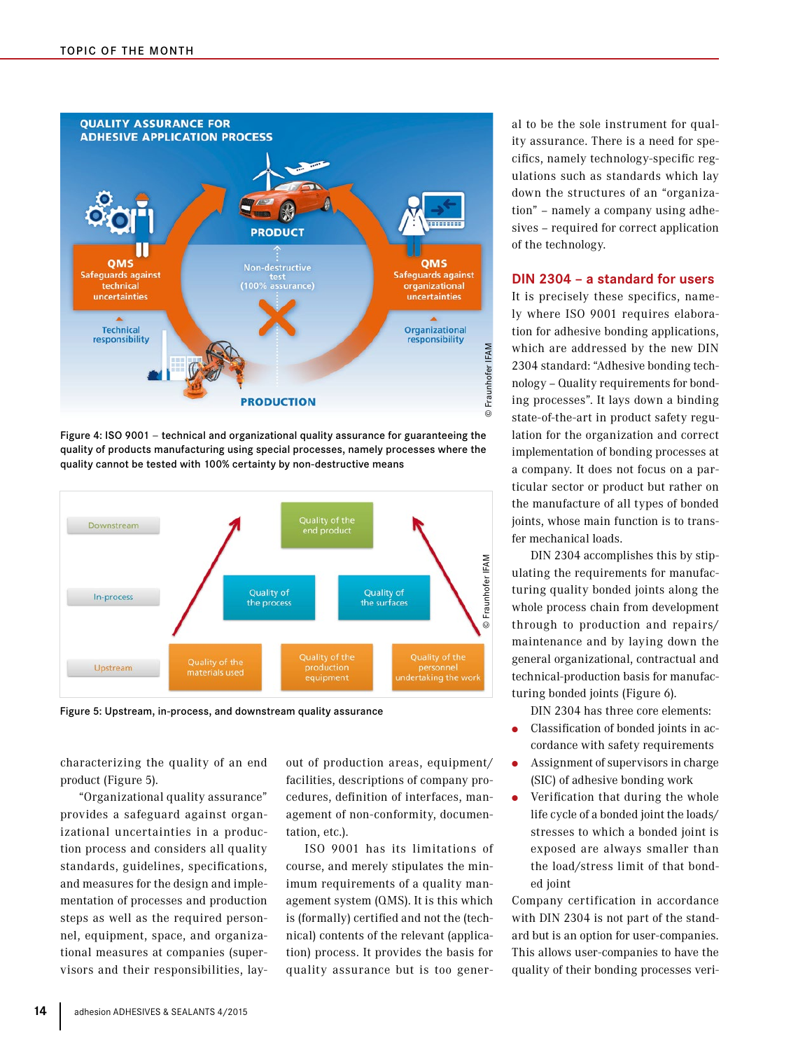Figure 4: ISO 9001 – technical and organizational quality assurance for guaranteeing the quality of products manufacturing using special processes, namely processes where the quality cannot be tested with 100% certainty by non-destructive means

Figure 5: Upstream, in-process, and downstream quality assurance

characterizing the quality of an end product (Figure 5).

"Organizational quality assurance" provides a safeguard against organizational uncertainties in a production process and considers all quality standards, guidelines, specifications, and measures for the design and implementation of processes and production steps as well as the required personnel, equipment, space, and organizational measures at companies (supervisors and their responsibilities, layout of production areas, equipment/facilities, descriptions of company procedures, definition of interfaces, management of non-conformity, documentation, etc.).

ISO 9001 has its limitations of course, and merely stipulates the minimum requirements of a quality management system (QMS). It is this which is (formally) certified and not the (technical) contents of the relevant (application) process. It provides the basis for quality assurance but is too general to be the sole instrument for quality assurance. There is a need for specifics, namely technology-specific regulations such as standards which lay down the structures of an "organization" – namely a company using adhesives – required for correct application of the technology.

## DIN 2304 – a standard for users

It is precisely these specifics, namely where ISO 9001 requires elaboration for adhesive bonding applications, which are addressed by the new DIN 2304 standard: "Adhesive bonding technology – Quality requirements for bonding processes". It lays down a binding state-of-the-art in product safety regulation for the organization and correct implementation of bonding processes at a company. It does not focus on a particular sector or product but rather on the manufacture of all types of bonded joints, whose main function is to transfer mechanical loads.

DIN 2304 accomplishes this by stipulating the requirements for manufacturing quality bonded joints along the whole process chain from development through to production and repairs/maintenance and by laying down the general organizational, contractual and technical-production basis for manufacturing bonded joints (Figure 6).

DIN 2304 has three core elements:

- Classification of bonded joints in accordance with safety requirements
- Assignment of supervisors in charge (SIC) of adhesive bonding work
- Verification that during the whole life cycle of a bonded joint the loads/stresses to which a bonded joint is exposed are always smaller than the load/stress limit of that bonded joint

Company certification in accordance with DIN 2304 is not part of the standard but is an option for user-companies. This allows user-companies to have the quality of their bonding processes veri-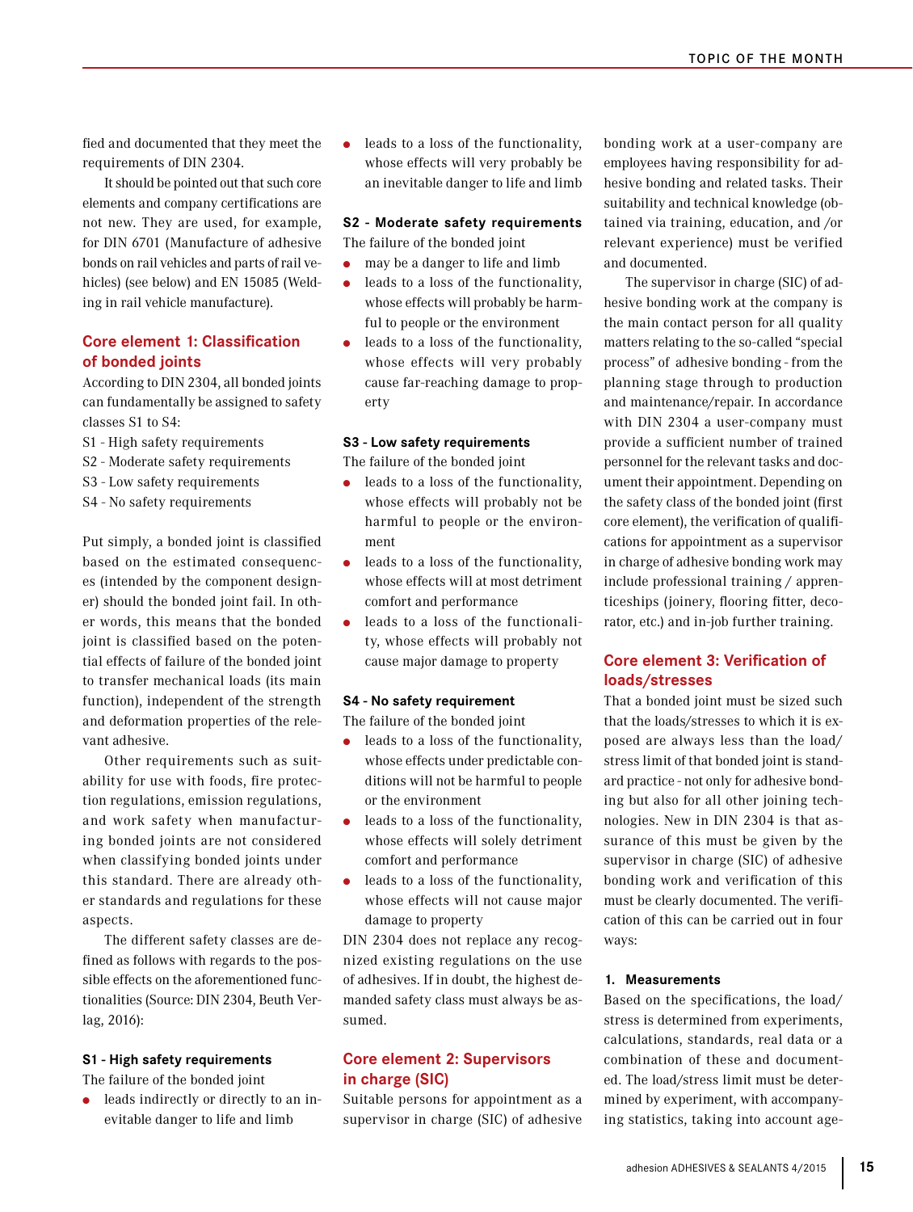fied and documented that they meet the requirements of DIN 2304.

It should be pointed out that such core elements and company certifications are not new. They are used, for example, for DIN 6701 (Manufacture of adhesive bonds on rail vehicles and parts of rail vehicles) (see below) and EN 15085 (Welding in rail vehicle manufacture).

## Core element 1: Classification of bonded joints

According to DIN 2304, all bonded joints can fundamentally be assigned to safety classes S1 to S4:

S1 - High safety requirements
S2 - Moderate safety requirements
S3 - Low safety requirements
S4 - No safety requirements

Put simply, a bonded joint is classified based on the estimated consequences (intended by the component designer) should the bonded joint fail. In other words, this means that the bonded joint is classified based on the potential effects of failure of the bonded joint to transfer mechanical loads (its main function), independent of the strength and deformation properties of the relevant adhesive.

Other requirements such as suitability for use with foods, fire protection regulations, emission regulations, and work safety when manufacturing bonded joints are not considered when classifying bonded joints under this standard. There are already other standards and regulations for these aspects.

The different safety classes are defined as follows with regards to the possible effects on the aforementioned functionalities (Source: DIN 2304, Beuth Verlag, 2016):

**S1 - High safety requirements**

The failure of the bonded joint

- leads indirectly or directly to an inevitable danger to life and limb
- leads to a loss of the functionality, whose effects will very probably be an inevitable danger to life and limb

**S2 - Moderate safety requirements**

The failure of the bonded joint

- may be a danger to life and limb
- leads to a loss of the functionality, whose effects will probably be harmful to people or the environment
- leads to a loss of the functionality, whose effects will very probably cause far-reaching damage to property

**S3 - Low safety requirements**

The failure of the bonded joint

- leads to a loss of the functionality, whose effects will probably not be harmful to people or the environment
- leads to a loss of the functionality, whose effects will at most detriment comfort and performance
- leads to a loss of the functionality, whose effects will probably not cause major damage to property

**S4 - No safety requirement**

The failure of the bonded joint

- leads to a loss of the functionality, whose effects under predictable conditions will not be harmful to people or the environment
- leads to a loss of the functionality, whose effects will solely detriment comfort and performance
- leads to a loss of the functionality, whose effects will not cause major damage to property

DIN 2304 does not replace any recognized existing regulations on the use of adhesives. If in doubt, the highest demanded safety class must always be assumed.

## Core element 2: Supervisors in charge (SIC)

Suitable persons for appointment as a supervisor in charge (SIC) of adhesive bonding work at a user-company are employees having responsibility for adhesive bonding and related tasks. Their suitability and technical knowledge (obtained via training, education, and /or relevant experience) must be verified and documented.

The supervisor in charge (SIC) of adhesive bonding work at the company is the main contact person for all quality matters relating to the so-called "special process" of adhesive bonding - from the planning stage through to production and maintenance/repair. In accordance with DIN 2304 a user-company must provide a sufficient number of trained personnel for the relevant tasks and document their appointment. Depending on the safety class of the bonded joint (first core element), the verification of qualifications for appointment as a supervisor in charge of adhesive bonding work may include professional training / apprenticeships (joinery, flooring fitter, decorator, etc.) and in-job further training.

## Core element 3: Verification of loads/stresses

That a bonded joint must be sized such that the loads/stresses to which it is exposed are always less than the load/stress limit of that bonded joint is standard practice - not only for adhesive bonding but also for all other joining technologies. New in DIN 2304 is that assurance of this must be given by the supervisor in charge (SIC) of adhesive bonding work and verification of this must be clearly documented. The verification of this can be carried out in four ways:

**1. Measurements**

Based on the specifications, the load/stress is determined from experiments, calculations, standards, real data or a combination of these and documented. The load/stress limit must be determined by experiment, with accompanying statistics, taking into account age-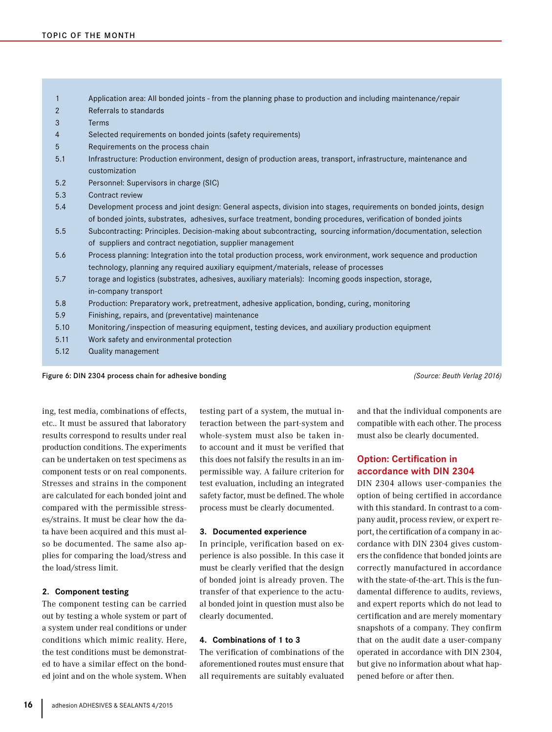| | |
|---|---|
| 1 | Application area: All bonded joints - from the planning phase to production and including maintenance/repair |
| 2 | Referrals to standards |
| 3 | Terms |
| 4 | Selected requirements on bonded joints (safety requirements) |
| 5 | Requirements on the process chain |
| 5.1 | Infrastructure: Production environment, design of production areas, transport, infrastructure, maintenance and customization |
| 5.2 | Personnel: Supervisors in charge (SIC) |
| 5.3 | Contract review |
| 5.4 | Development process and joint design: General aspects, division into stages, requirements on bonded joints, design of bonded joints, substrates, adhesives, surface treatment, bonding procedures, verification of bonded joints |
| 5.5 | Subcontracting: Principles. Decision-making about subcontracting, sourcing information/documentation, selection of suppliers and contract negotiation, supplier management |
| 5.6 | Process planning: Integration into the total production process, work environment, work sequence and production technology, planning any required auxiliary equipment/materials, release of processes |
| 5.7 | torage and logistics (substrates, adhesives, auxiliary materials): Incoming goods inspection, storage, in-company transport |
| 5.8 | Production: Preparatory work, pretreatment, adhesive application, bonding, curing, monitoring |
| 5.9 | Finishing, repairs, and (preventative) maintenance |
| 5.10 | Monitoring/inspection of measuring equipment, testing devices, and auxiliary production equipment |
| 5.11 | Work safety and environmental protection |
| 5.12 | Quality management |

Figure 6: DIN 2304 process chain for adhesive bonding *(Source: Beuth Verlag 2016)*

ing, test media, combinations of effects, etc.. It must be assured that laboratory results correspond to results under real production conditions. The experiments can be undertaken on test specimens as component tests or on real components. Stresses and strains in the component are calculated for each bonded joint and compared with the permissible stresses/strains. It must be clear how the data have been acquired and this must also be documented. The same also applies for comparing the load/stress and the load/stress limit.

**2. Component testing**

The component testing can be carried out by testing a whole system or part of a system under real conditions or under conditions which mimic reality. Here, the test conditions must be demonstrated to have a similar effect on the bonded joint and on the whole system. When testing part of a system, the mutual interaction between the part-system and whole-system must also be taken into account and it must be verified that this does not falsify the results in an impermissible way. A failure criterion for test evaluation, including an integrated safety factor, must be defined. The whole process must be clearly documented.

**3. Documented experience**

In principle, verification based on experience is also possible. In this case it must be clearly verified that the design of bonded joint is already proven. The transfer of that experience to the actual bonded joint in question must also be clearly documented.

**4. Combinations of 1 to 3**

The verification of combinations of the aforementioned routes must ensure that all requirements are suitably evaluated and that the individual components are compatible with each other. The process must also be clearly documented.

## Option: Certification in accordance with DIN 2304

DIN 2304 allows user-companies the option of being certified in accordance with this standard. In contrast to a company audit, process review, or expert report, the certification of a company in accordance with DIN 2304 gives customers the confidence that bonded joints are correctly manufactured in accordance with the state-of-the-art. This is the fundamental difference to audits, reviews, and expert reports which do not lead to certification and are merely momentary snapshots of a company. They confirm that on the audit date a user-company operated in accordance with DIN 2304, but give no information about what happened before or after then.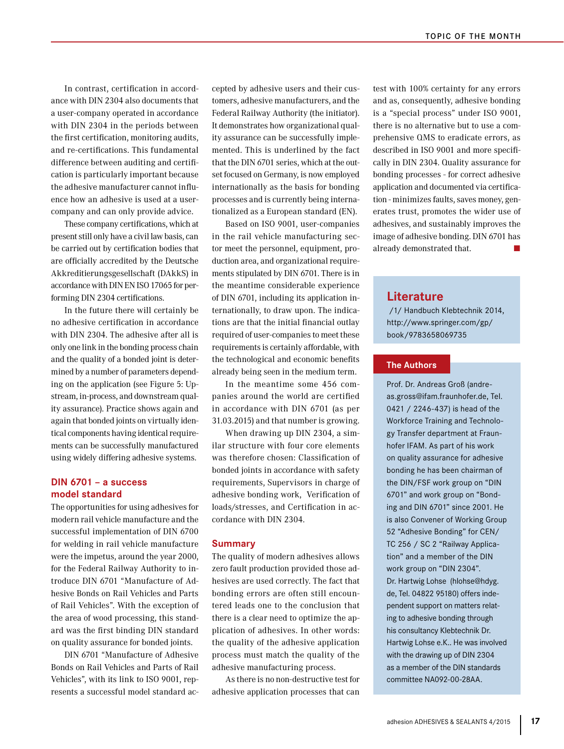In contrast, certification in accordance with DIN 2304 also documents that a user-company operated in accordance with DIN 2304 in the periods between the first certification, monitoring audits, and re-certifications. This fundamental difference between auditing and certification is particularly important because the adhesive manufacturer cannot influence how an adhesive is used at a user-company and can only provide advice.

These company certifications, which at present still only have a civil law basis, can be carried out by certification bodies that are officially accredited by the Deutsche Akkreditierungsgesellschaft (DAkkS) in accordance with DIN EN ISO 17065 for performing DIN 2304 certifications.

In the future there will certainly be no adhesive certification in accordance with DIN 2304. The adhesive after all is only one link in the bonding process chain and the quality of a bonded joint is determined by a number of parameters depending on the application (see Figure 5: Upstream, in-process, and downstream quality assurance). Practice shows again and again that bonded joints on virtually identical components having identical requirements can be successfully manufactured using widely differing adhesive systems.

## DIN 6701 – a success model standard

The opportunities for using adhesives for modern rail vehicle manufacture and the successful implementation of DIN 6700 for welding in rail vehicle manufacture were the impetus, around the year 2000, for the Federal Railway Authority to introduce DIN 6701 "Manufacture of Adhesive Bonds on Rail Vehicles and Parts of Rail Vehicles". With the exception of the area of wood processing, this standard was the first binding DIN standard on quality assurance for bonded joints.

DIN 6701 "Manufacture of Adhesive Bonds on Rail Vehicles and Parts of Rail Vehicles", with its link to ISO 9001, represents a successful model standard accepted by adhesive users and their customers, adhesive manufacturers, and the Federal Railway Authority (the initiator). It demonstrates how organizational quality assurance can be successfully implemented. This is underlined by the fact that the DIN 6701 series, which at the outset focused on Germany, is now employed internationally as the basis for bonding processes and is currently being internationalized as a European standard (EN).

Based on ISO 9001, user-companies in the rail vehicle manufacturing sector meet the personnel, equipment, production area, and organizational requirements stipulated by DIN 6701. There is in the meantime considerable experience of DIN 6701, including its application internationally, to draw upon. The indications are that the initial financial outlay required of user-companies to meet these requirements is certainly affordable, with the technological and economic benefits already being seen in the medium term.

In the meantime some 456 companies around the world are certified in accordance with DIN 6701 (as per 31.03.2015) and that number is growing.

When drawing up DIN 2304, a similar structure with four core elements was therefore chosen: Classification of bonded joints in accordance with safety requirements, Supervisors in charge of adhesive bonding work, Verification of loads/stresses, and Certification in accordance with DIN 2304.

## Summary

The quality of modern adhesives allows zero fault production provided those adhesives are used correctly. The fact that bonding errors are often still encountered leads one to the conclusion that there is a clear need to optimize the application of adhesives. In other words: the quality of the adhesive application process must match the quality of the adhesive manufacturing process.

As there is no non-destructive test for adhesive application processes that can test with 100% certainty for any errors and as, consequently, adhesive bonding is a "special process" under ISO 9001, there is no alternative but to use a comprehensive QMS to eradicate errors, as described in ISO 9001 and more specifically in DIN 2304. Quality assurance for bonding processes - for correct adhesive application and documented via certification - minimizes faults, saves money, generates trust, promotes the wider use of adhesives, and sustainably improves the image of adhesive bonding. DIN 6701 has already demonstrated that. ■

## Literature

/1/ Handbuch Klebtechnik 2014, http://www.springer.com/gp/book/9783658069735

## The Authors

Prof. Dr. Andreas Groß (andreas.gross@ifam.fraunhofer.de, Tel. 0421 / 2246-437) is head of the Workforce Training and Technology Transfer department at Fraunhofer IFAM. As part of his work on quality assurance for adhesive bonding he has been chairman of the DIN/FSF work group on "DIN 6701" and work group on "Bonding and DIN 6701" since 2001. He is also Convener of Working Group 52 "Adhesive Bonding" for CEN/TC 256 / SC 2 "Railway Application" and a member of the DIN work group on "DIN 2304".

Dr. Hartwig Lohse (hlohse@hdyg.de, Tel. 04822 95180) offers independent support on matters relating to adhesive bonding through his consultancy Klebtechnik Dr. Hartwig Lohse e.K.. He was involved with the drawing up of DIN 2304 as a member of the DIN standards committee NA092-00-28AA.